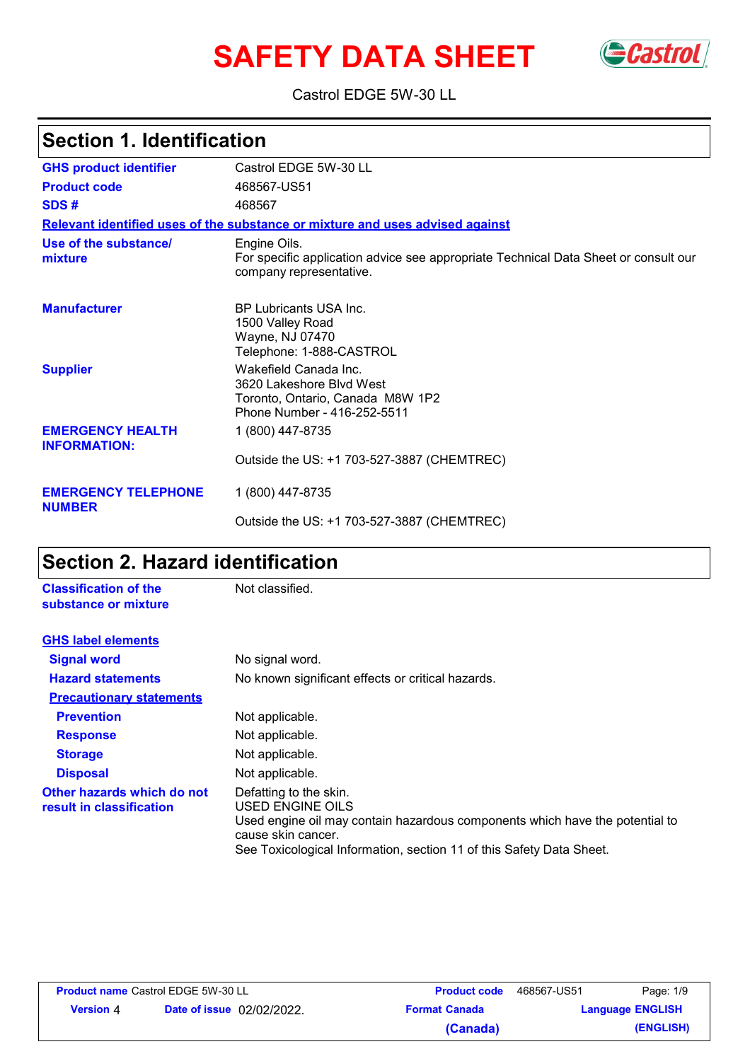# SAFETY DATA SHEET

Castrol EDGE 5W-30 LL

## Section 1. Identification

| | |
|---|---|
| **GHS product identifier** | Castrol EDGE 5W-30 LL |
| **Product code** | 468567-US51 |
| **SDS #** | 468567 |

**Relevant identified uses of the substance or mixture and uses advised against**

| | |
|---|---|
| **Use of the substance/ mixture** | Engine Oils.<br>For specific application advice see appropriate Technical Data Sheet or consult our company representative. |
| **Manufacturer** | BP Lubricants USA Inc.<br>1500 Valley Road<br>Wayne, NJ 07470<br>Telephone: 1-888-CASTROL |
| **Supplier** | Wakefield Canada Inc.<br>3620 Lakeshore Blvd West<br>Toronto, Ontario, Canada M8W 1P2<br>Phone Number - 416-252-5511 |
| **EMERGENCY HEALTH INFORMATION:** | 1 (800) 447-8735<br><br>Outside the US: +1 703-527-3887 (CHEMTREC) |
| **EMERGENCY TELEPHONE NUMBER** | 1 (800) 447-8735<br><br>Outside the US: +1 703-527-3887 (CHEMTREC) |

## Section 2. Hazard identification

| | |
|---|---|
| **Classification of the substance or mixture** | Not classified. |

**GHS label elements**

| | |
|---|---|
| **Signal word** | No signal word. |
| **Hazard statements** | No known significant effects or critical hazards. |

**Precautionary statements**

| | |
|---|---|
| **Prevention** | Not applicable. |
| **Response** | Not applicable. |
| **Storage** | Not applicable. |
| **Disposal** | Not applicable. |
| **Other hazards which do not result in classification** | Defatting to the skin.<br>USED ENGINE OILS<br>Used engine oil may contain hazardous components which have the potential to cause skin cancer.<br>See Toxicological Information, section 11 of this Safety Data Sheet. |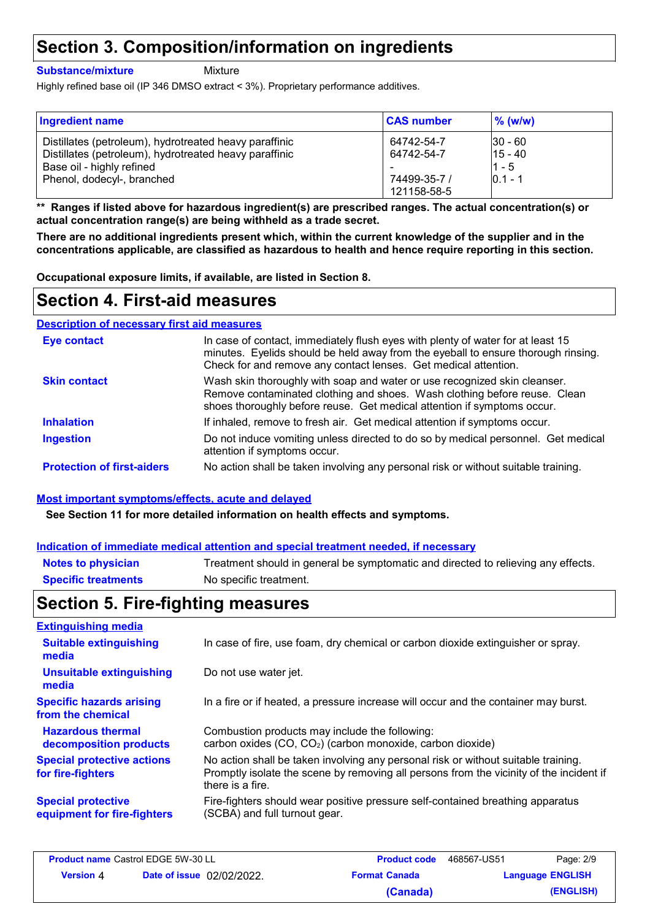# Section 3. Composition/information on ingredients

**Substance/mixture** Mixture

Highly refined base oil (IP 346 DMSO extract < 3%). Proprietary performance additives.

| Ingredient name | CAS number | % (w/w) |
|---|---|---|
| Distillates (petroleum), hydrotreated heavy paraffinic | 64742-54-7 | 30 - 60 |
| Distillates (petroleum), hydrotreated heavy paraffinic | 64742-54-7 | 15 - 40 |
| Base oil - highly refined | - | 1 - 5 |
| Phenol, dodecyl-, branched | 74499-35-7 / 121158-58-5 | 0.1 - 1 |

**\*\* Ranges if listed above for hazardous ingredient(s) are prescribed ranges. The actual concentration(s) or actual concentration range(s) are being withheld as a trade secret.**

**There are no additional ingredients present which, within the current knowledge of the supplier and in the concentrations applicable, are classified as hazardous to health and hence require reporting in this section.**

**Occupational exposure limits, if available, are listed in Section 8.**

# Section 4. First-aid measures

## Description of necessary first aid measures

**Eye contact**: In case of contact, immediately flush eyes with plenty of water for at least 15 minutes. Eyelids should be held away from the eyeball to ensure thorough rinsing. Check for and remove any contact lenses. Get medical attention.

**Skin contact**: Wash skin thoroughly with soap and water or use recognized skin cleanser. Remove contaminated clothing and shoes. Wash clothing before reuse. Clean shoes thoroughly before reuse. Get medical attention if symptoms occur.

**Inhalation**: If inhaled, remove to fresh air. Get medical attention if symptoms occur.

**Ingestion**: Do not induce vomiting unless directed to do so by medical personnel. Get medical attention if symptoms occur.

**Protection of first-aiders**: No action shall be taken involving any personal risk or without suitable training.

## Most important symptoms/effects, acute and delayed

**See Section 11 for more detailed information on health effects and symptoms.**

## Indication of immediate medical attention and special treatment needed, if necessary

**Notes to physician**: Treatment should in general be symptomatic and directed to relieving any effects.

**Specific treatments**: No specific treatment.

# Section 5. Fire-fighting measures

## Extinguishing media

**Suitable extinguishing media**: In case of fire, use foam, dry chemical or carbon dioxide extinguisher or spray.

**Unsuitable extinguishing media**: Do not use water jet.

**Specific hazards arising from the chemical**: In a fire or if heated, a pressure increase will occur and the container may burst.

**Hazardous thermal decomposition products**: Combustion products may include the following: carbon oxides (CO, $CO_2$) (carbon monoxide, carbon dioxide)

**Special protective actions for fire-fighters**: No action shall be taken involving any personal risk or without suitable training. Promptly isolate the scene by removing all persons from the vicinity of the incident if there is a fire.

**Special protective equipment for fire-fighters**: Fire-fighters should wear positive pressure self-contained breathing apparatus (SCBA) and full turnout gear.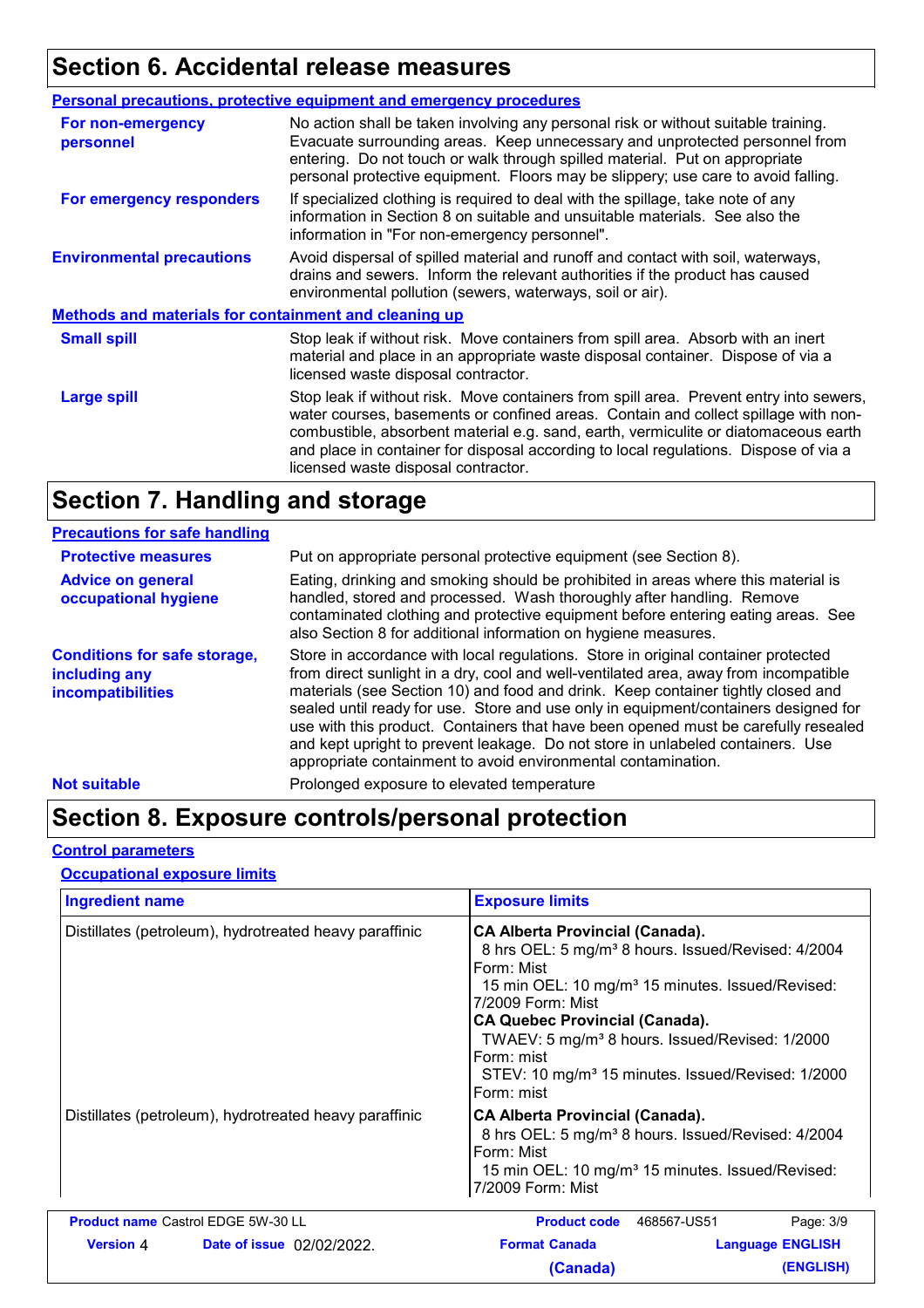## Section 6. Accidental release measures

### Personal precautions, protective equipment and emergency procedures

**For non-emergency personnel**
No action shall be taken involving any personal risk or without suitable training. Evacuate surrounding areas. Keep unnecessary and unprotected personnel from entering. Do not touch or walk through spilled material. Put on appropriate personal protective equipment. Floors may be slippery; use care to avoid falling.

**For emergency responders**
If specialized clothing is required to deal with the spillage, take note of any information in Section 8 on suitable and unsuitable materials. See also the information in "For non-emergency personnel".

**Environmental precautions**
Avoid dispersal of spilled material and runoff and contact with soil, waterways, drains and sewers. Inform the relevant authorities if the product has caused environmental pollution (sewers, waterways, soil or air).

### Methods and materials for containment and cleaning up

**Small spill**
Stop leak if without risk. Move containers from spill area. Absorb with an inert material and place in an appropriate waste disposal container. Dispose of via a licensed waste disposal contractor.

**Large spill**
Stop leak if without risk. Move containers from spill area. Prevent entry into sewers, water courses, basements or confined areas. Contain and collect spillage with non-combustible, absorbent material e.g. sand, earth, vermiculite or diatomaceous earth and place in container for disposal according to local regulations. Dispose of via a licensed waste disposal contractor.

## Section 7. Handling and storage

### Precautions for safe handling

**Protective measures**
Put on appropriate personal protective equipment (see Section 8).

**Advice on general occupational hygiene**
Eating, drinking and smoking should be prohibited in areas where this material is handled, stored and processed. Wash thoroughly after handling. Remove contaminated clothing and protective equipment before entering eating areas. See also Section 8 for additional information on hygiene measures.

**Conditions for safe storage, including any incompatibilities**
Store in accordance with local regulations. Store in original container protected from direct sunlight in a dry, cool and well-ventilated area, away from incompatible materials (see Section 10) and food and drink. Keep container tightly closed and sealed until ready for use. Store and use only in equipment/containers designed for use with this product. Containers that have been opened must be carefully resealed and kept upright to prevent leakage. Do not store in unlabeled containers. Use appropriate containment to avoid environmental contamination.

**Not suitable**
Prolonged exposure to elevated temperature

## Section 8. Exposure controls/personal protection

### Control parameters

#### Occupational exposure limits

| Ingredient name | Exposure limits |
|---|---|
| Distillates (petroleum), hydrotreated heavy paraffinic | **CA Alberta Provincial (Canada).**<br>8 hrs OEL: 5 mg/m³ 8 hours. Issued/Revised: 4/2004 Form: Mist<br>15 min OEL: 10 mg/m³ 15 minutes. Issued/Revised: 7/2009 Form: Mist<br>**CA Quebec Provincial (Canada).**<br>TWAEV: 5 mg/m³ 8 hours. Issued/Revised: 1/2000 Form: mist<br>STEV: 10 mg/m³ 15 minutes. Issued/Revised: 1/2000 Form: mist |
| Distillates (petroleum), hydrotreated heavy paraffinic | **CA Alberta Provincial (Canada).**<br>8 hrs OEL: 5 mg/m³ 8 hours. Issued/Revised: 4/2004 Form: Mist<br>15 min OEL: 10 mg/m³ 15 minutes. Issued/Revised: 7/2009 Form: Mist |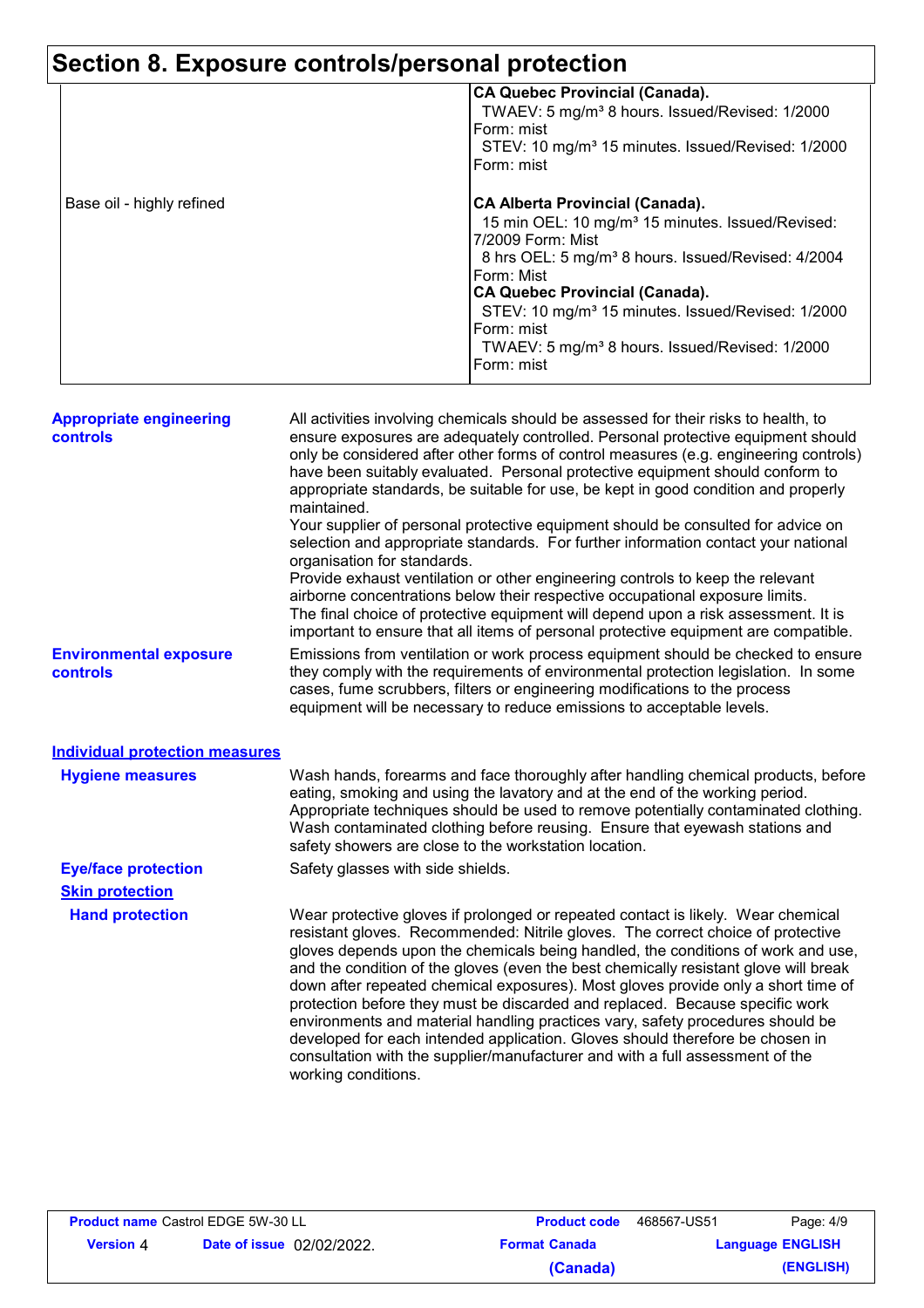# Section 8. Exposure controls/personal protection

| | |
|---|---|
| | **CA Quebec Provincial (Canada).**<br>TWAEV: 5 mg/m³ 8 hours. Issued/Revised: 1/2000 Form: mist<br>STEV: 10 mg/m³ 15 minutes. Issued/Revised: 1/2000 Form: mist |
| Base oil - highly refined | **CA Alberta Provincial (Canada).**<br>15 min OEL: 10 mg/m³ 15 minutes. Issued/Revised: 7/2009 Form: Mist<br>8 hrs OEL: 5 mg/m³ 8 hours. Issued/Revised: 4/2004 Form: Mist<br>**CA Quebec Provincial (Canada).**<br>STEV: 10 mg/m³ 15 minutes. Issued/Revised: 1/2000 Form: mist<br>TWAEV: 5 mg/m³ 8 hours. Issued/Revised: 1/2000 Form: mist |

**Appropriate engineering controls**

All activities involving chemicals should be assessed for their risks to health, to ensure exposures are adequately controlled. Personal protective equipment should only be considered after other forms of control measures (e.g. engineering controls) have been suitably evaluated. Personal protective equipment should conform to appropriate standards, be suitable for use, be kept in good condition and properly maintained.
Your supplier of personal protective equipment should be consulted for advice on selection and appropriate standards. For further information contact your national organisation for standards.
Provide exhaust ventilation or other engineering controls to keep the relevant airborne concentrations below their respective occupational exposure limits.
The final choice of protective equipment will depend upon a risk assessment. It is important to ensure that all items of personal protective equipment are compatible.

**Environmental exposure controls**

Emissions from ventilation or work process equipment should be checked to ensure they comply with the requirements of environmental protection legislation. In some cases, fume scrubbers, filters or engineering modifications to the process equipment will be necessary to reduce emissions to acceptable levels.

## Individual protection measures

**Hygiene measures**

Wash hands, forearms and face thoroughly after handling chemical products, before eating, smoking and using the lavatory and at the end of the working period. Appropriate techniques should be used to remove potentially contaminated clothing. Wash contaminated clothing before reusing. Ensure that eyewash stations and safety showers are close to the workstation location.

**Eye/face protection**

Safety glasses with side shields.

**Skin protection**

**Hand protection**

Wear protective gloves if prolonged or repeated contact is likely. Wear chemical resistant gloves. Recommended: Nitrile gloves. The correct choice of protective gloves depends upon the chemicals being handled, the conditions of work and use, and the condition of the gloves (even the best chemically resistant glove will break down after repeated chemical exposures). Most gloves provide only a short time of protection before they must be discarded and replaced. Because specific work environments and material handling practices vary, safety procedures should be developed for each intended application. Gloves should therefore be chosen in consultation with the supplier/manufacturer and with a full assessment of the working conditions.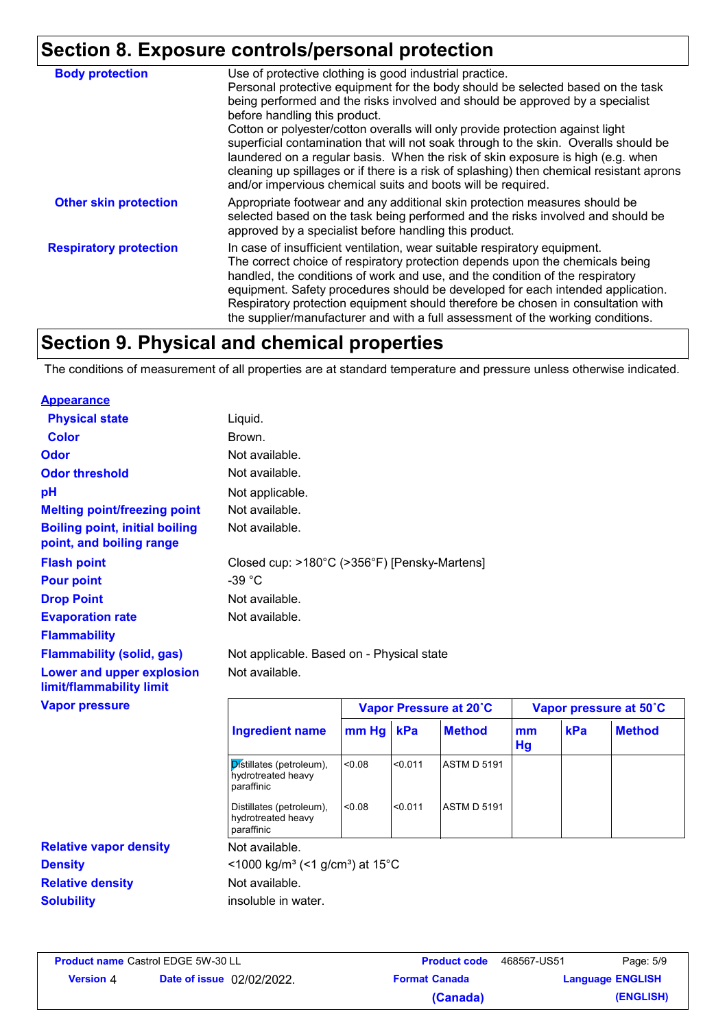## Section 8. Exposure controls/personal protection

**Body protection**

Use of protective clothing is good industrial practice.
Personal protective equipment for the body should be selected based on the task being performed and the risks involved and should be approved by a specialist before handling this product.
Cotton or polyester/cotton overalls will only provide protection against light superficial contamination that will not soak through to the skin. Overalls should be laundered on a regular basis. When the risk of skin exposure is high (e.g. when cleaning up spillages or if there is a risk of splashing) then chemical resistant aprons and/or impervious chemical suits and boots will be required.

**Other skin protection**

Appropriate footwear and any additional skin protection measures should be selected based on the task being performed and the risks involved and should be approved by a specialist before handling this product.

**Respiratory protection**

In case of insufficient ventilation, wear suitable respiratory equipment.
The correct choice of respiratory protection depends upon the chemicals being handled, the conditions of work and use, and the condition of the respiratory equipment. Safety procedures should be developed for each intended application. Respiratory protection equipment should therefore be chosen in consultation with the supplier/manufacturer and with a full assessment of the working conditions.

## Section 9. Physical and chemical properties

The conditions of measurement of all properties are at standard temperature and pressure unless otherwise indicated.

**Appearance**

**Physical state**: Liquid.

**Color**: Brown.

**Odor**: Not available.

**Odor threshold**: Not available.

**pH**: Not applicable.

**Melting point/freezing point**: Not available.

**Boiling point, initial boiling point, and boiling range**: Not available.

**Flash point**: Closed cup: >180°C (>356°F) [Pensky-Martens]

**Pour point**: -39 °C

**Drop Point**: Not available.

**Evaporation rate**: Not available.

**Flammability**

**Flammability (solid, gas)**: Not applicable. Based on - Physical state

**Lower and upper explosion limit/flammability limit**: Not available.

**Vapor pressure**

| Ingredient name | Vapor Pressure at 20˚C | | | Vapor pressure at 50˚C | | |
|---|---|---|---|---|---|---|
| | mm Hg | kPa | Method | mm Hg | kPa | Method |
| Distillates (petroleum), hydrotreated heavy paraffinic | <0.08 | <0.011 | ASTM D 5191 | | | |
| Distillates (petroleum), hydrotreated heavy paraffinic | <0.08 | <0.011 | ASTM D 5191 | | | |

**Relative vapor density**: Not available.

**Density**: <1000 kg/m³ (<1 g/cm³) at 15°C

**Relative density**: Not available.

**Solubility**: insoluble in water.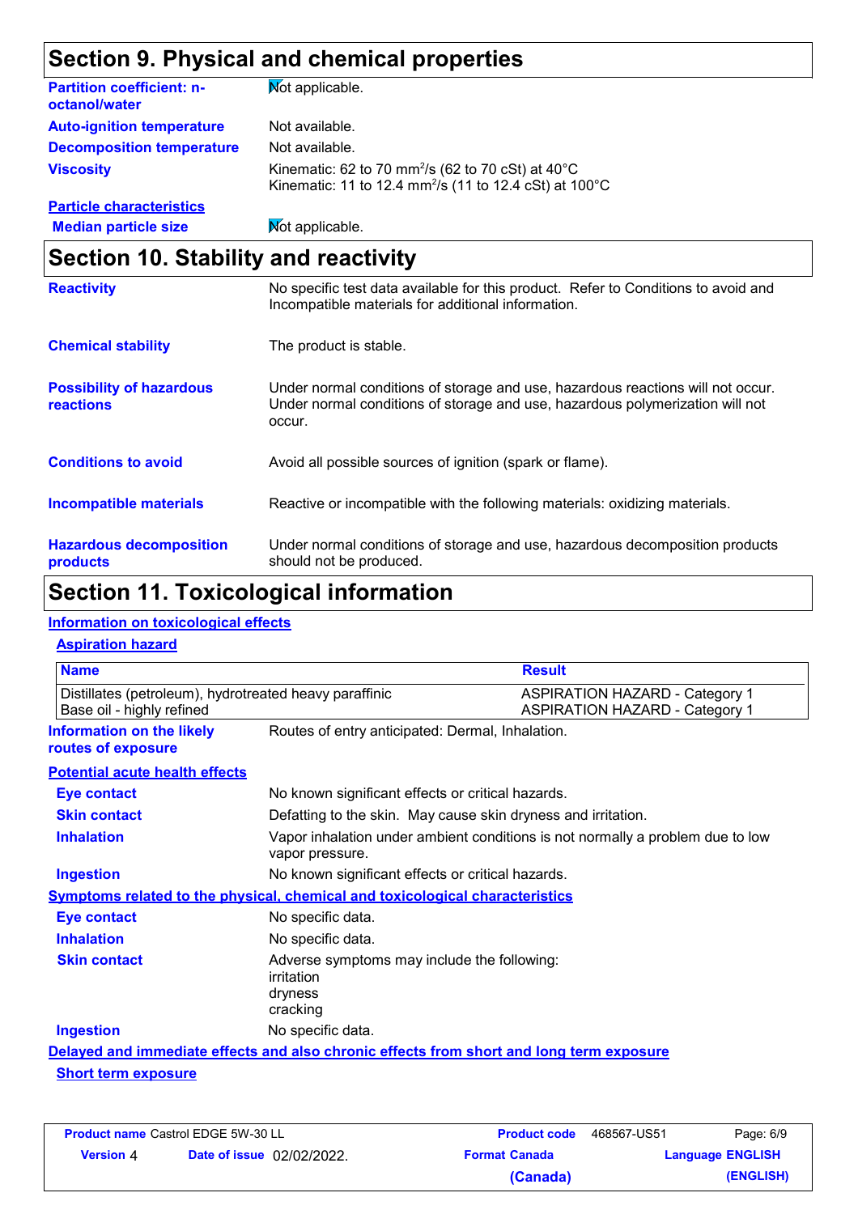## Section 9. Physical and chemical properties

**Partition coefficient: n-octanol/water** Not applicable.

**Auto-ignition temperature** Not available.

**Decomposition temperature** Not available.

**Viscosity** Kinematic: 62 to 70 $mm^2/s$ (62 to 70 cSt) at 40°C
Kinematic: 11 to 12.4 $mm^2/s$ (11 to 12.4 cSt) at 100°C

**Particle characteristics**

**Median particle size** Not applicable.

## Section 10. Stability and reactivity

**Reactivity** No specific test data available for this product. Refer to Conditions to avoid and Incompatible materials for additional information.

**Chemical stability** The product is stable.

**Possibility of hazardous reactions** Under normal conditions of storage and use, hazardous reactions will not occur.
Under normal conditions of storage and use, hazardous polymerization will not occur.

**Conditions to avoid** Avoid all possible sources of ignition (spark or flame).

**Incompatible materials** Reactive or incompatible with the following materials: oxidizing materials.

**Hazardous decomposition products** Under normal conditions of storage and use, hazardous decomposition products should not be produced.

## Section 11. Toxicological information

**Information on toxicological effects**

**Aspiration hazard**

| Name | Result |
|---|---|
| Distillates (petroleum), hydrotreated heavy paraffinic | ASPIRATION HAZARD - Category 1 |
| Base oil - highly refined | ASPIRATION HAZARD - Category 1 |

**Information on the likely routes of exposure** Routes of entry anticipated: Dermal, Inhalation.

**Potential acute health effects**

**Eye contact** No known significant effects or critical hazards.

**Skin contact** Defatting to the skin. May cause skin dryness and irritation.

**Inhalation** Vapor inhalation under ambient conditions is not normally a problem due to low vapor pressure.

**Ingestion** No known significant effects or critical hazards.

**Symptoms related to the physical, chemical and toxicological characteristics**

**Eye contact** No specific data.

**Inhalation** No specific data.

**Skin contact** Adverse symptoms may include the following:
irritation
dryness
cracking

**Ingestion** No specific data.

**Delayed and immediate effects and also chronic effects from short and long term exposure**

**Short term exposure**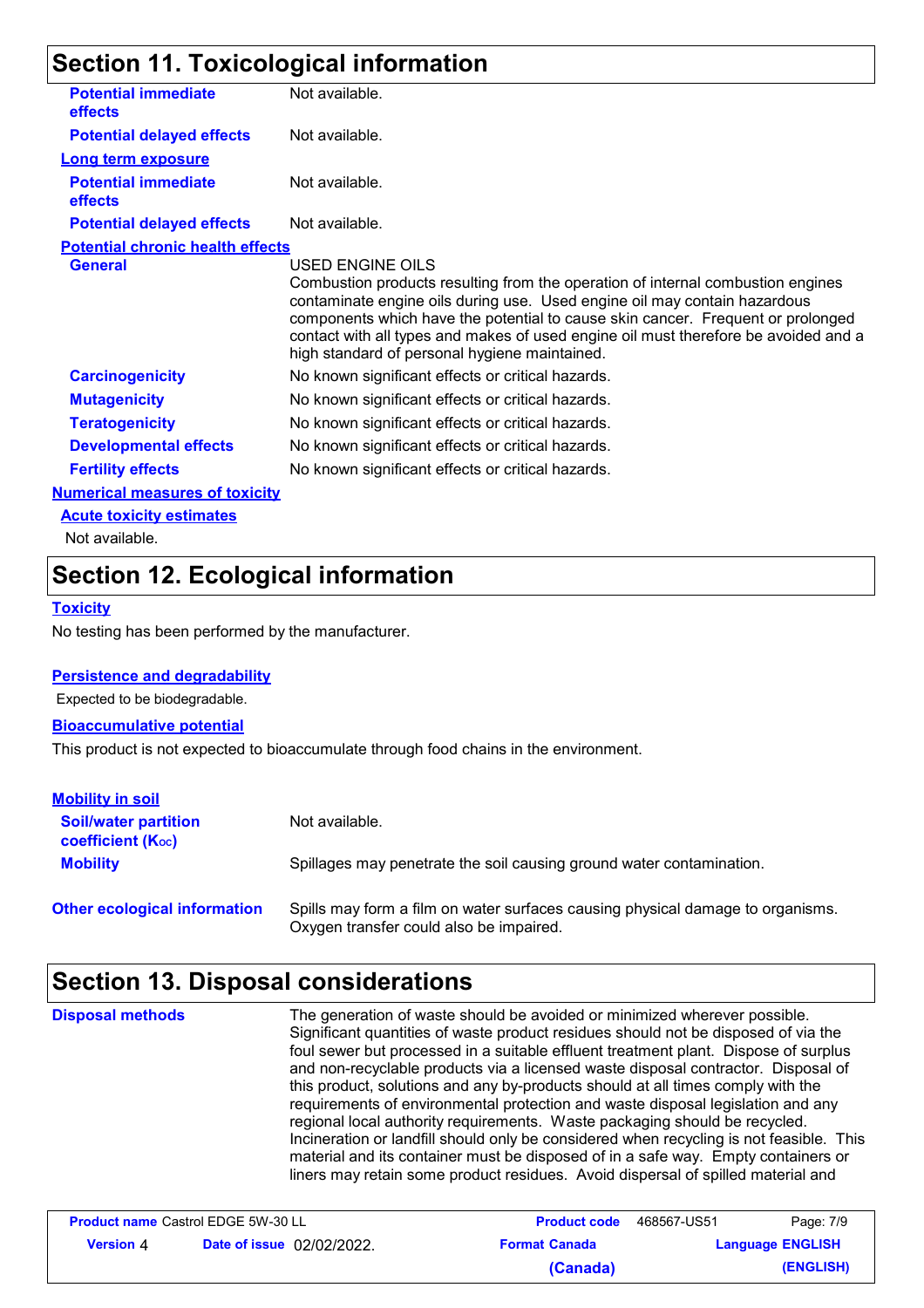## Section 11. Toxicological information

**Potential immediate effects**: Not available.

**Potential delayed effects**: Not available.

**Long term exposure**

**Potential immediate effects**: Not available.

**Potential delayed effects**: Not available.

**Potential chronic health effects**

**General**: USED ENGINE OILS
Combustion products resulting from the operation of internal combustion engines contaminate engine oils during use. Used engine oil may contain hazardous components which have the potential to cause skin cancer. Frequent or prolonged contact with all types and makes of used engine oil must therefore be avoided and a high standard of personal hygiene maintained.

**Carcinogenicity**: No known significant effects or critical hazards.

**Mutagenicity**: No known significant effects or critical hazards.

**Teratogenicity**: No known significant effects or critical hazards.

**Developmental effects**: No known significant effects or critical hazards.

**Fertility effects**: No known significant effects or critical hazards.

**Numerical measures of toxicity**

**Acute toxicity estimates**

Not available.

## Section 12. Ecological information

**Toxicity**

No testing has been performed by the manufacturer.

**Persistence and degradability**

Expected to be biodegradable.

**Bioaccumulative potential**

This product is not expected to bioaccumulate through food chains in the environment.

**Mobility in soil**

**Soil/water partition coefficient ($K_{OC}$)**: Not available.

**Mobility**: Spillages may penetrate the soil causing ground water contamination.

**Other ecological information**: Spills may form a film on water surfaces causing physical damage to organisms. Oxygen transfer could also be impaired.

## Section 13. Disposal considerations

**Disposal methods**: The generation of waste should be avoided or minimized wherever possible. Significant quantities of waste product residues should not be disposed of via the foul sewer but processed in a suitable effluent treatment plant. Dispose of surplus and non-recyclable products via a licensed waste disposal contractor. Disposal of this product, solutions and any by-products should at all times comply with the requirements of environmental protection and waste disposal legislation and any regional local authority requirements. Waste packaging should be recycled. Incineration or landfill should only be considered when recycling is not feasible. This material and its container must be disposed of in a safe way. Empty containers or liners may retain some product residues. Avoid dispersal of spilled material and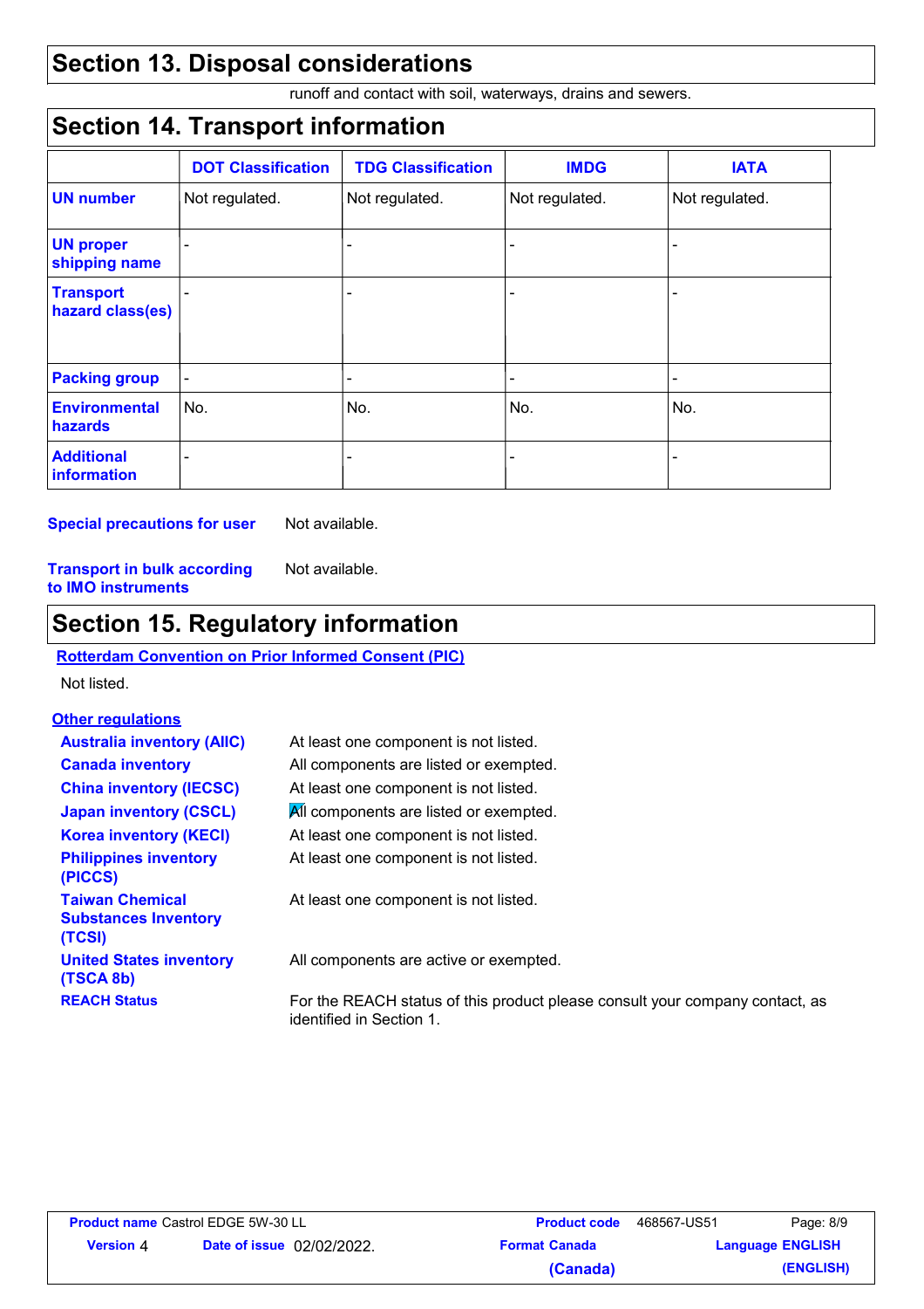## Section 13. Disposal considerations

runoff and contact with soil, waterways, drains and sewers.

## Section 14. Transport information

| | DOT Classification | TDG Classification | IMDG | IATA |
|---|---|---|---|---|
| **UN number** | Not regulated. | Not regulated. | Not regulated. | Not regulated. |
| **UN proper shipping name** | - | - | - | - |
| **Transport hazard class(es)** | - | - | - | - |
| **Packing group** | - | - | - | - |
| **Environmental hazards** | No. | No. | No. | No. |
| **Additional information** | - | - | - | - |

**Special precautions for user** Not available.

**Transport in bulk according to IMO instruments** Not available.

## Section 15. Regulatory information

**Rotterdam Convention on Prior Informed Consent (PIC)**

Not listed.

**Other regulations**

| | |
|---|---|
| **Australia inventory (AIIC)** | At least one component is not listed. |
| **Canada inventory** | All components are listed or exempted. |
| **China inventory (IECSC)** | At least one component is not listed. |
| **Japan inventory (CSCL)** | All components are listed or exempted. |
| **Korea inventory (KECI)** | At least one component is not listed. |
| **Philippines inventory (PICCS)** | At least one component is not listed. |
| **Taiwan Chemical Substances Inventory (TCSI)** | At least one component is not listed. |
| **United States inventory (TSCA 8b)** | All components are active or exempted. |
| **REACH Status** | For the REACH status of this product please consult your company contact, as identified in Section 1. |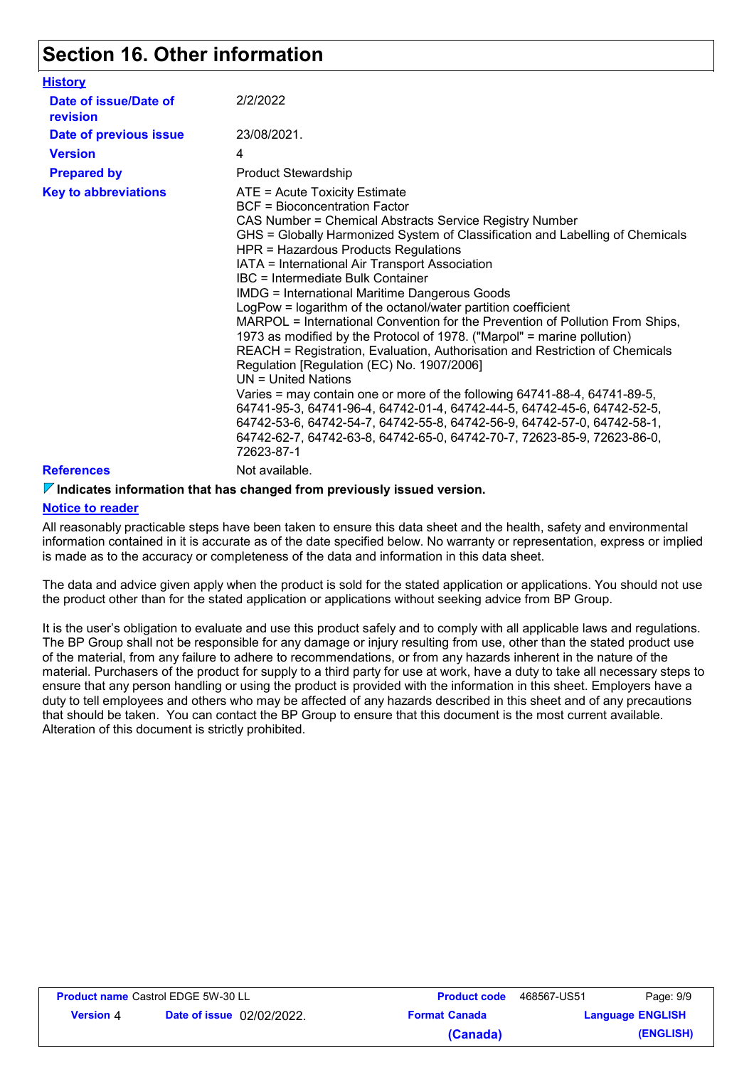# Section 16. Other information

**History**

| | |
|---|---|
| **Date of issue/Date of revision** | 2/2/2022 |
| **Date of previous issue** | 23/08/2021. |
| **Version** | 4 |
| **Prepared by** | Product Stewardship |

**Key to abbreviations**

ATE = Acute Toxicity Estimate
BCF = Bioconcentration Factor
CAS Number = Chemical Abstracts Service Registry Number
GHS = Globally Harmonized System of Classification and Labelling of Chemicals
HPR = Hazardous Products Regulations
IATA = International Air Transport Association
IBC = Intermediate Bulk Container
IMDG = International Maritime Dangerous Goods
LogPow = logarithm of the octanol/water partition coefficient
MARPOL = International Convention for the Prevention of Pollution From Ships, 1973 as modified by the Protocol of 1978. ("Marpol" = marine pollution)
REACH = Registration, Evaluation, Authorisation and Restriction of Chemicals Regulation [Regulation (EC) No. 1907/2006]
UN = United Nations
Varies = may contain one or more of the following 64741-88-4, 64741-89-5, 64741-95-3, 64741-96-4, 64742-01-4, 64742-44-5, 64742-45-6, 64742-52-5, 64742-53-6, 64742-54-7, 64742-55-8, 64742-56-9, 64742-57-0, 64742-58-1, 64742-62-7, 64742-63-8, 64742-65-0, 64742-70-7, 72623-85-9, 72623-86-0, 72623-87-1

**References** Not available.

**Indicates information that has changed from previously issued version.**

**Notice to reader**

All reasonably practicable steps have been taken to ensure this data sheet and the health, safety and environmental information contained in it is accurate as of the date specified below. No warranty or representation, express or implied is made as to the accuracy or completeness of the data and information in this data sheet.

The data and advice given apply when the product is sold for the stated application or applications. You should not use the product other than for the stated application or applications without seeking advice from BP Group.

It is the user's obligation to evaluate and use this product safely and to comply with all applicable laws and regulations. The BP Group shall not be responsible for any damage or injury resulting from use, other than the stated product use of the material, from any failure to adhere to recommendations, or from any hazards inherent in the nature of the material. Purchasers of the product for supply to a third party for use at work, have a duty to take all necessary steps to ensure that any person handling or using the product is provided with the information in this sheet. Employers have a duty to tell employees and others who may be affected of any hazards described in this sheet and of any precautions that should be taken. You can contact the BP Group to ensure that this document is the most current available. Alteration of this document is strictly prohibited.